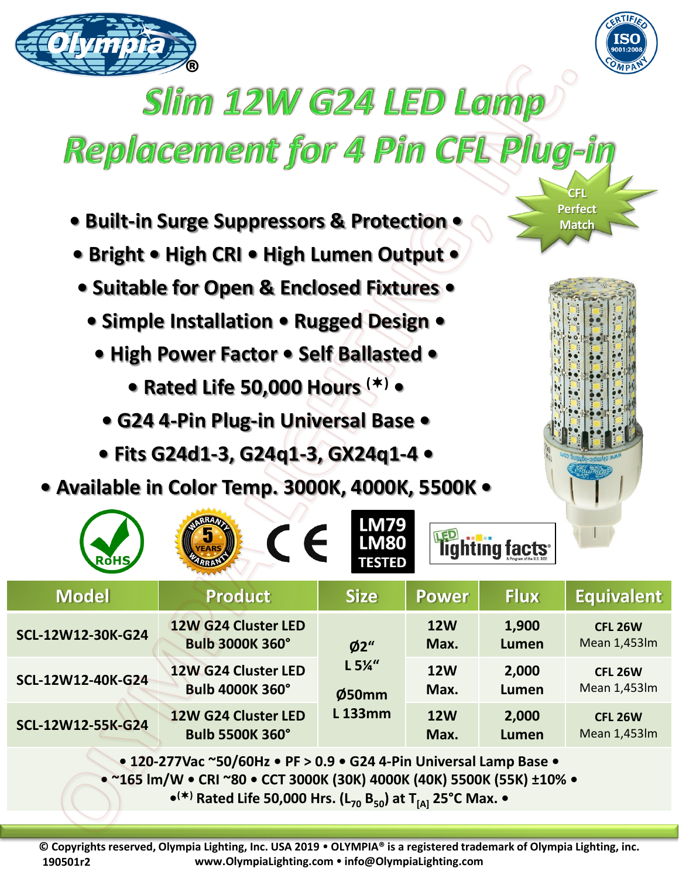# Slim 12W G24 LED Lamp Replacement for 4 Pin CFL Plug-in

CFL Perfect Match

- Built-in Surge Suppressors & Protection •
- Bright • High CRI • High Lumen Output •
- Suitable for Open & Enclosed Fixtures •
- Simple Installation • Rugged Design •
- High Power Factor • Self Ballasted •
- Rated Life 50,000 Hours (✶) •
- G24 4-Pin Plug-in Universal Base •
- Fits G24d1-3, G24q1-3, GX24q1-4 •
- Available in Color Temp. 3000K, 4000K, 5500K •

RoHS • 5 YEARS WARRANTY • CE • LM79 LM80 TESTED • LED lighting facts

| Model | Product | Size | Power | Flux | Equivalent |
|---|---|---|---|---|---|
| SCL-12W12-30K-G24 | 12W G24 Cluster LED Bulb 3000K 360° | Ø2" L 5¼" Ø50mm L 133mm | 12W Max. | 1,900 Lumen | CFL 26W Mean 1,453lm |
| SCL-12W12-40K-G24 | 12W G24 Cluster LED Bulb 4000K 360° | | 12W Max. | 2,000 Lumen | CFL 26W Mean 1,453lm |
| SCL-12W12-55K-G24 | 12W G24 Cluster LED Bulb 5500K 360° | | 12W Max. | 2,000 Lumen | CFL 26W Mean 1,453lm |

• 120-277Vac ~50/60Hz • PF > 0.9 • G24 4-Pin Universal Lamp Base •
• ~165 lm/W • CRI ~80 • CCT 3000K (30K) 4000K (40K) 5500K (55K) ±10% •
•(✶) Rated Life 50,000 Hrs. ($L_{70}$ $B_{50}$) at $T_{[A]}$ 25°C Max. •

© Copyrights reserved, Olympia Lighting, Inc. USA 2019 • OLYMPIA® is a registered trademark of Olympia Lighting, inc.
190501r2 www.OlympiaLighting.com • info@OlympiaLighting.com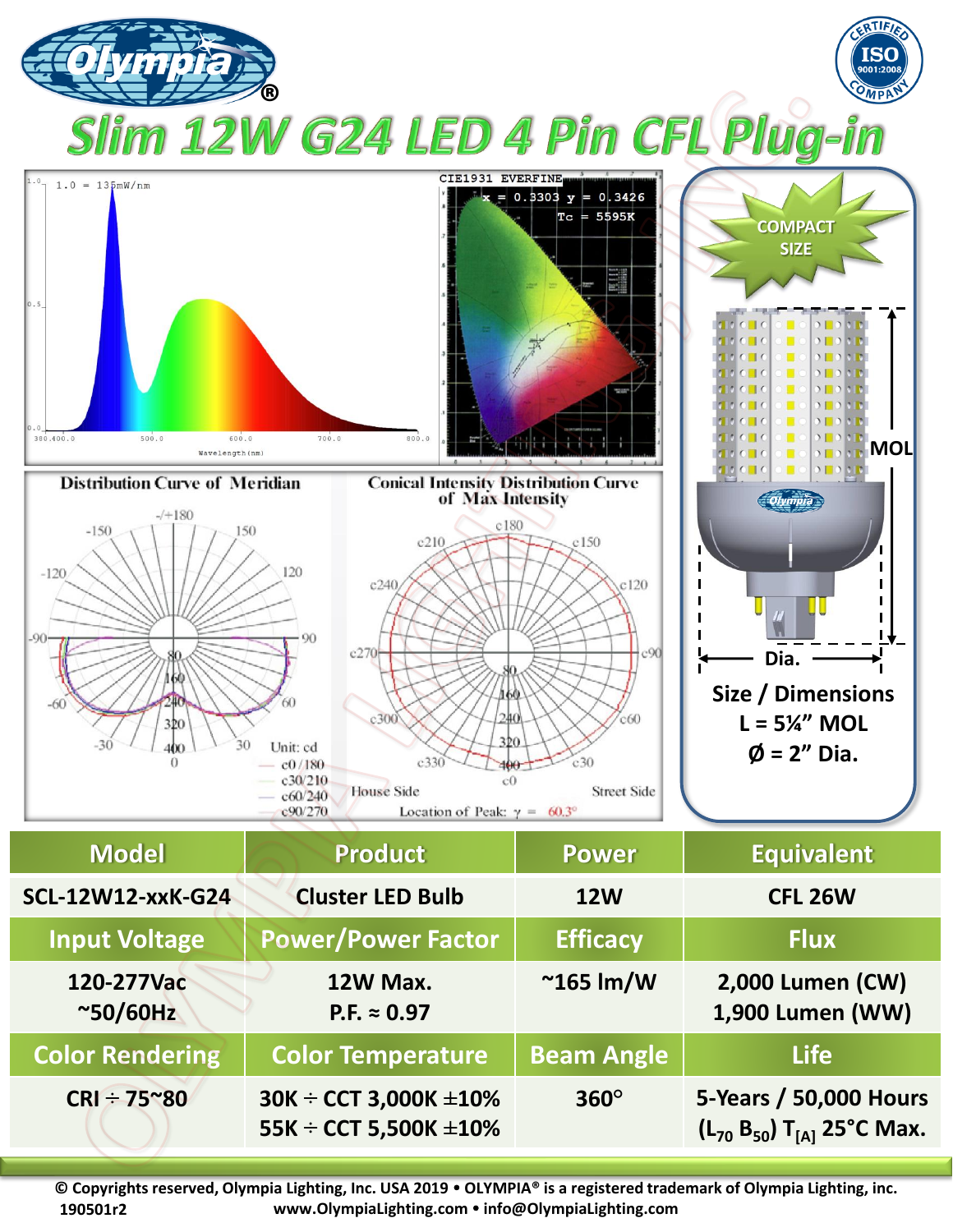# Slim 12W G24 LED 4 Pin CFL Plug-in

1.0 = 135mW/nm

Wavelength(nm)

CIE1931 EVERFINE

x = 0.3303 y = 0.3426

Tc = 5595K

Distribution Curve of Meridian

Conical Intensity Distribution Curve of Max Intensity

Unit: cd

c0/180
c30/210
c60/240
c90/270

House Side

Street Side

Location of Peak: γ = 60.3°

COMPACT SIZE

MOL

Dia.

**Size / Dimensions**

**L = 5¼" MOL**

**Ø = 2" Dia.**

| Model | Product | Power | Equivalent |
|---|---|---|---|
| SCL-12W12-xxK-G24 | Cluster LED Bulb | 12W | CFL 26W |
| **Input Voltage** | **Power/Power Factor** | **Efficacy** | **Flux** |
| 120-277Vac ~50/60Hz | 12W Max. P.F. ≈ 0.97 | ~165 lm/W | 2,000 Lumen (CW) 1,900 Lumen (WW) |
| **Color Rendering** | **Color Temperature** | **Beam Angle** | **Life** |
| CRI ÷ 75~80 | 30K ÷ CCT 3,000K ±10% 55K ÷ CCT 5,500K ±10% | 360° | 5-Years / 50,000 Hours ($L_{70}$ $B_{50}$) $T_{[A]}$ 25°C Max. |

© Copyrights reserved, Olympia Lighting, Inc. USA 2019 • OLYMPIA® is a registered trademark of Olympia Lighting, inc.

190501r2 www.OlympiaLighting.com • info@OlympiaLighting.com